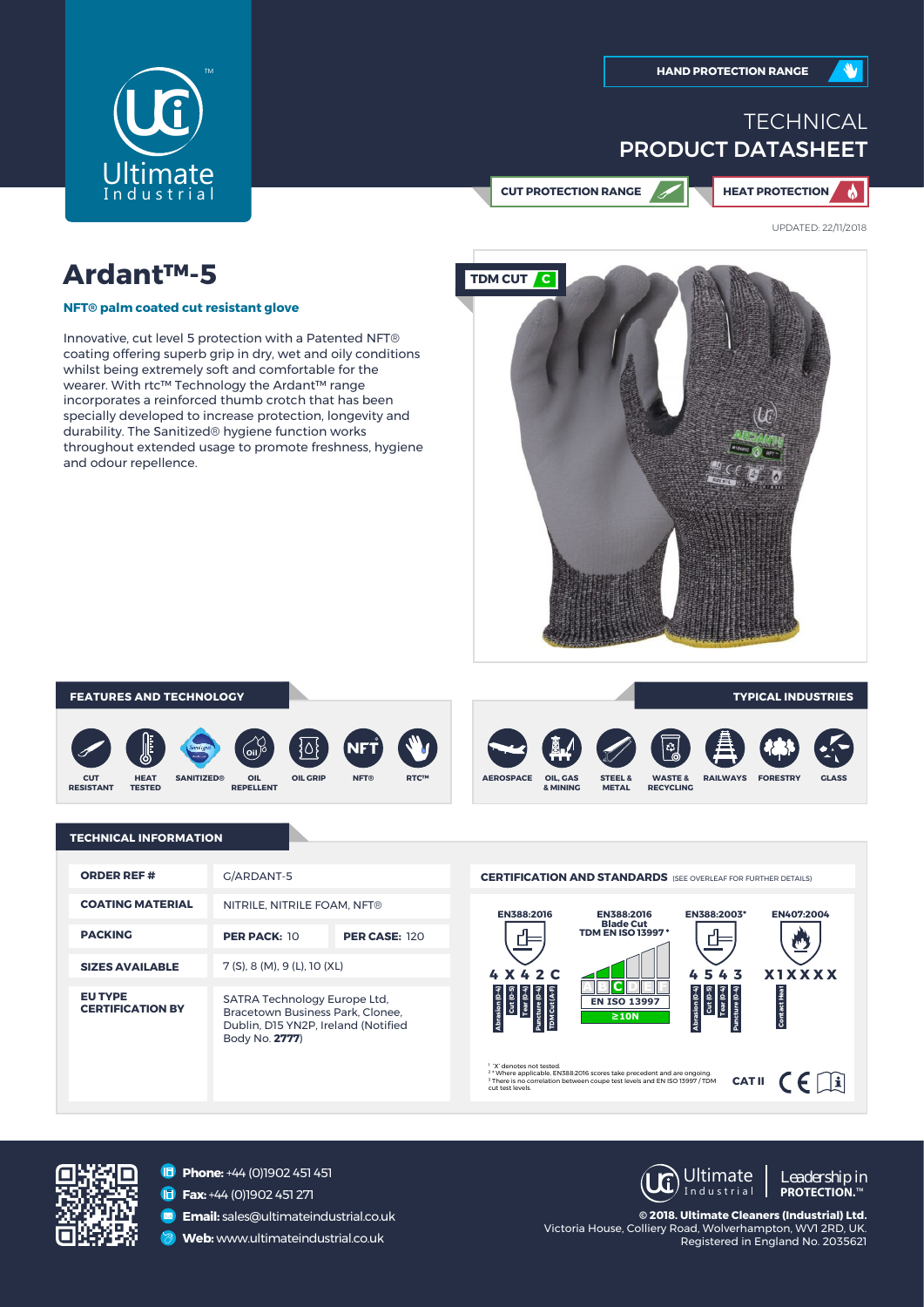HAND PROTECTION RANGE

# TECHNICAL PRODUCT DATASHEET

CUT PROTECTION RANGE | HEAT PROTECTION

UPDATED: 22/11/2018

# Ardant™-5

**NFT® palm coated cut resistant glove**

Innovative, cut level 5 protection with a Patented NFT® coating offering superb grip in dry, wet and oily conditions whilst being extremely soft and comfortable for the wearer. With rtc™ Technology the Ardant™ range incorporates a reinforced thumb crotch that has been specially developed to increase protection, longevity and durability. The Sanitized® hygiene function works throughout extended usage to promote freshness, hygiene and odour repellence.

TDM CUT C

## FEATURES AND TECHNOLOGY

CUT RESISTANT, HEAT TESTED, SANITIZED®, OIL REPELLENT, OIL GRIP, NFT®, RTC™

## TYPICAL INDUSTRIES

AEROSPACE, OIL, GAS & MINING, STEEL & METAL, WASTE & RECYCLING, RAILWAYS, FORESTRY, GLASS

## TECHNICAL INFORMATION

| | | |
|---|---|---|
| **ORDER REF #** | G/ARDANT-5 | |
| **COATING MATERIAL** | NITRILE, NITRILE FOAM, NFT® | |
| **PACKING** | **PER PACK:** 10 | **PER CASE:** 120 |
| **SIZES AVAILABLE** | 7 (S), 8 (M), 9 (L), 10 (XL) | |
| **EU TYPE CERTIFICATION BY** | SATRA Technology Europe Ltd, Bracetown Business Park, Clonee, Dublin, D15 YN2P, Ireland (Notified Body No. **2777**) | |

### CERTIFICATION AND STANDARDS (SEE OVERLEAF FOR FURTHER DETAILS)

| EN388:2016 | EN388:2016 Blade Cut TDM EN ISO 13997² | EN388:2003³ | EN407:2004 |
|---|---|---|---|
| 4 X 4 2 C | C — EN ISO 13997 ≥10N | 4 5 4 3 | X1XXXX |
| Abrasion (0-4), Cut (0-5), Tear (0-4), Puncture (0-4), TDM Cut (A-F) | | Abrasion (0-4), Cut (0-5), Tear (0-4), Puncture (0-4) | Contact Heat |

[1] 'X' denotes not tested.
[2] Where applicable, EN388:2016 scores take precedent and are ongoing.
[3] There is no correlation between coupe test levels and EN ISO 13997 / TDM cut test levels.

CAT II CE

**Phone:** +44 (0)1902 451 451
**Fax:** +44 (0)1902 451 271
**Email:** sales@ultimateindustrial.co.uk
**Web:** www.ultimateindustrial.co.uk

Ultimate Industrial — Leadership in PROTECTION.™

**© 2018. Ultimate Cleaners (Industrial) Ltd.**
Victoria House, Colliery Road, Wolverhampton, WV1 2RD, UK.
Registered in England No. 2035621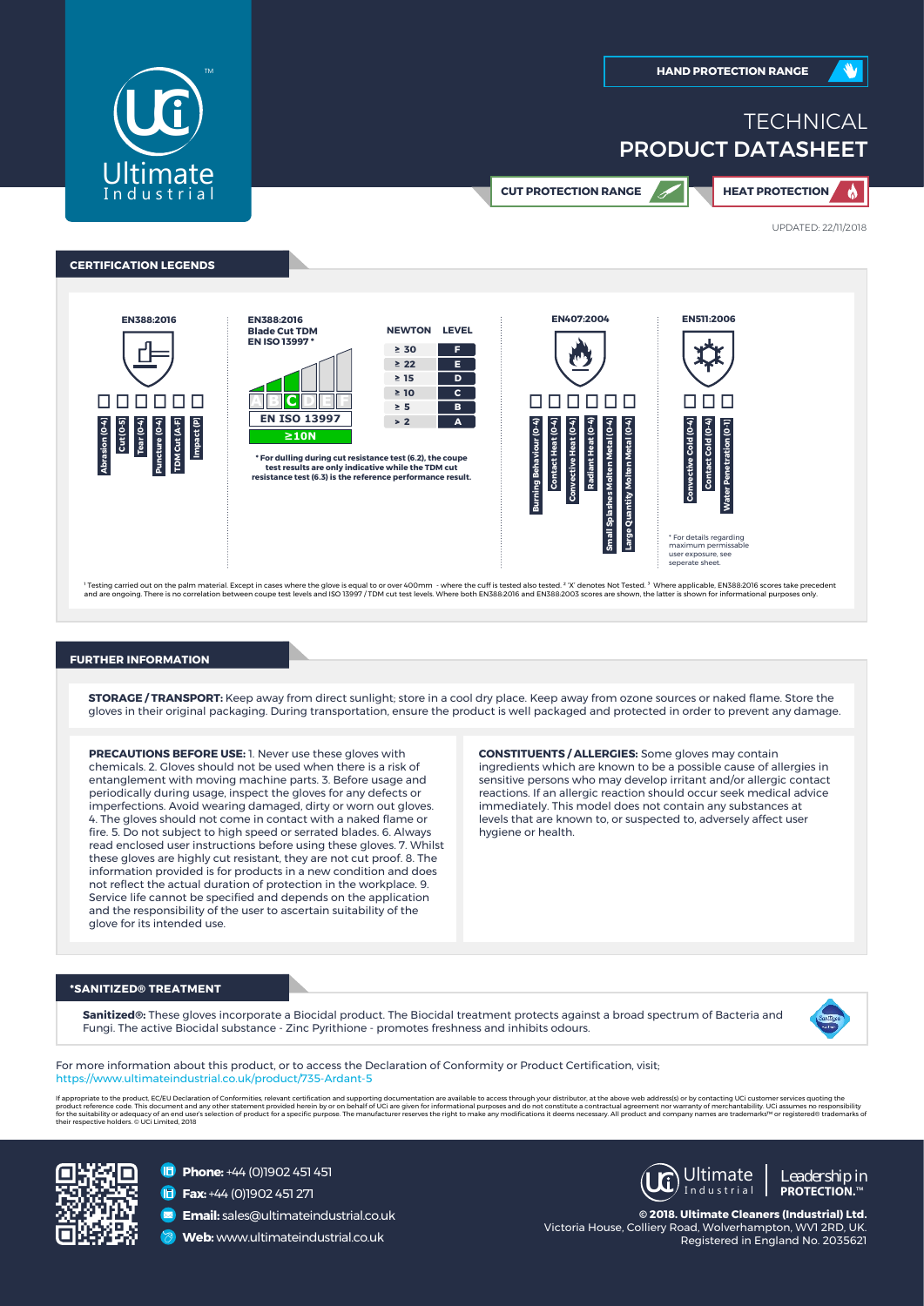HAND PROTECTION RANGE

# TECHNICAL
# PRODUCT DATASHEET

CUT PROTECTION RANGE

HEAT PROTECTION

UPDATED: 22/11/2018

## CERTIFICATION LEGENDS

**EN388:2016**

Abrasion (0-4)
Cut (0-5)
Tear (0-4)
Puncture (0-4)
TDM Cut (A-F)
Impact (P)

**EN388:2016 Blade Cut TDM EN ISO 13997 ***

A B C D E F

EN ISO 13997

≥10N

| NEWTON | LEVEL |
|---|---|
| ≥ 30 | F |
| ≥ 22 | E |
| ≥ 15 | D |
| ≥ 10 | C |
| ≥ 5 | B |
| > 2 | A |

* For dulling during cut resistance test (6.2), the coupe test results are only indicative while the TDM cut resistance test (6.3) is the reference performance result.

**EN407:2004**

Burning Behaviour (0-4)
Contact Heat (0-4)
Convective Heat (0-4)
Radiant Heat (0-4)
Small Splashes Molten Metal (0-4)
Large Quantity Molten Metal (0-4)

**EN511:2006**

Convective Cold (0-4)
Contact Cold (0-4)
Water Penetration (0-1)

* For details regarding maximum permissable user exposure, see seperate sheet.

[1] Testing carried out on the palm material. Except in cases where the glove is equal to or over 400mm - where the cuff is tested also tested. [2] 'X' denotes Not Tested. [3] Where applicable, EN388:2016 scores take precedent and are ongoing. There is no correlation between coupe test levels and ISO 13997 / TDM cut test levels. Where both EN388:2016 and EN388:2003 scores are shown, the latter is shown for informational purposes only.

## FURTHER INFORMATION

**STORAGE / TRANSPORT:** Keep away from direct sunlight; store in a cool dry place. Keep away from ozone sources or naked flame. Store the gloves in their original packaging. During transportation, ensure the product is well packaged and protected in order to prevent any damage.

**PRECAUTIONS BEFORE USE:** 1. Never use these gloves with chemicals. 2. Gloves should not be used when there is a risk of entanglement with moving machine parts. 3. Before usage and periodically during usage, inspect the gloves for any defects or imperfections. Avoid wearing damaged, dirty or worn out gloves. 4. The gloves should not come in contact with a naked flame or fire. 5. Do not subject to high speed or serrated blades. 6. Always read enclosed user instructions before using these gloves. 7. Whilst these gloves are highly cut resistant, they are not cut proof. 8. The information provided is for products in a new condition and does not reflect the actual duration of protection in the workplace. 9. Service life cannot be specified and depends on the application and the responsibility of the user to ascertain suitability of the glove for its intended use.

**CONSTITUENTS / ALLERGIES:** Some gloves may contain ingredients which are known to be a possible cause of allergies in sensitive persons who may develop irritant and/or allergic contact reactions. If an allergic reaction should occur seek medical advice immediately. This model does not contain any substances at levels that are known to, or suspected to, adversely affect user hygiene or health.

## *SANITIZED® TREATMENT

**Sanitized®:** These gloves incorporate a Biocidal product. The Biocidal treatment protects against a broad spectrum of Bacteria and Fungi. The active Biocidal substance - Zinc Pyrithione - promotes freshness and inhibits odours.

For more information about this product, or to access the Declaration of Conformity or Product Certification, visit; https://www.ultimateindustrial.co.uk/product/735-Ardant-5

If appropriate to the product, EC/EU Declaration of Conformities, relevant certification and supporting documentation are available to access through your distributor, at the above web address(s) or by contacting UCi customer services quoting the product reference code. This document and any other statement provided herein by or on behalf of UCi are given for informational purposes and do not constitute a contractual agreement nor warranty of merchantability. UCi assumes no responsibility for the suitability or adequacy of an end user's selection of product for a specific purpose. The manufacturer reserves the right to make any modifications it deems necessary. All product and company names are trademarks™ or registered® trademarks of their respective holders. © UCi Limited, 2018

**Phone:** +44 (0)1902 451 451
**Fax:** +44 (0)1902 451 271
**Email:** sales@ultimateindustrial.co.uk
**Web:** www.ultimateindustrial.co.uk

Leadership in **PROTECTION.™**

**© 2018. Ultimate Cleaners (Industrial) Ltd.**
Victoria House, Colliery Road, Wolverhampton, WV1 2RD, UK.
Registered in England No. 2035621